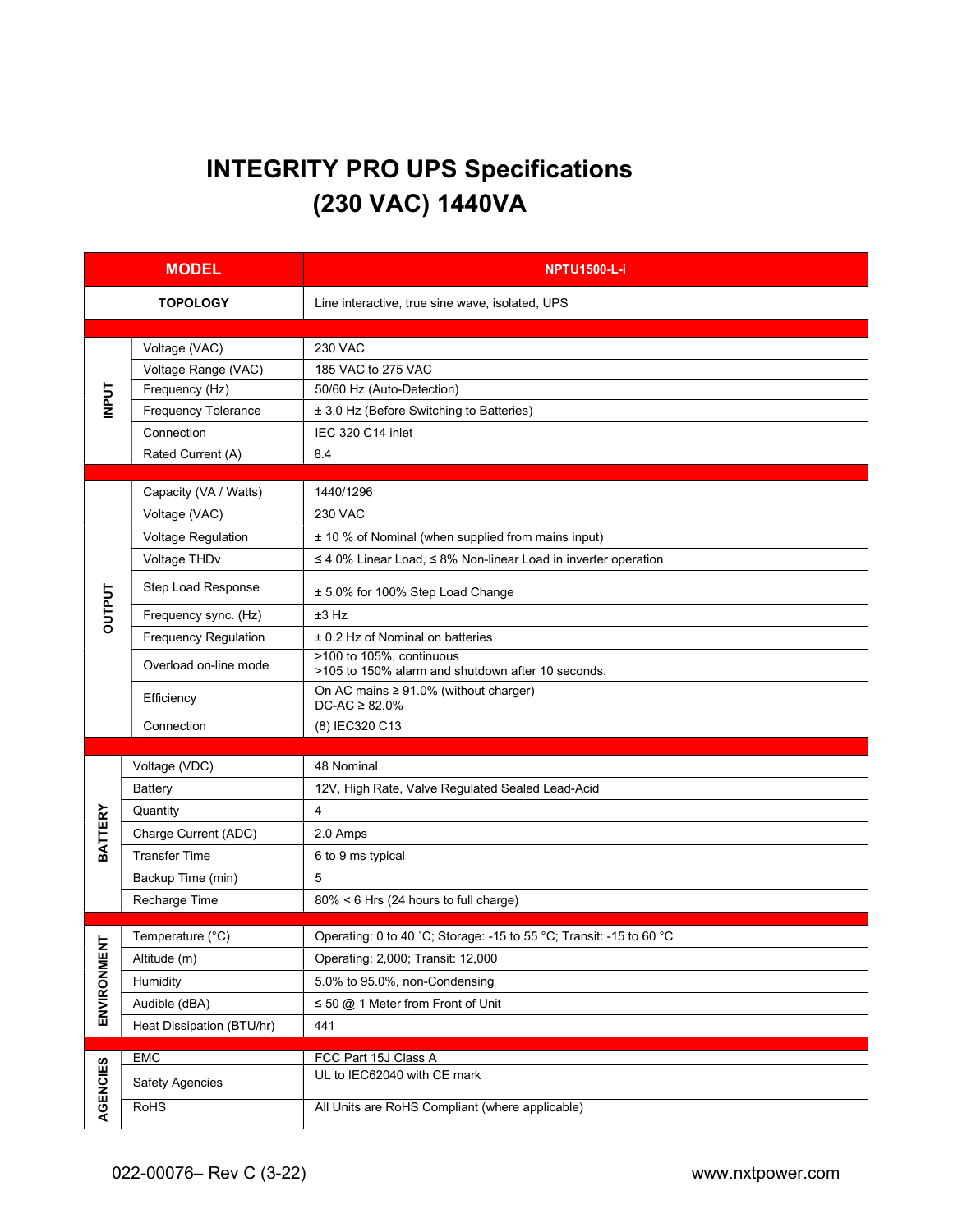# INTEGRITY PRO UPS Specifications
# (230 VAC) 1440VA

| MODEL | | NPTU1500-L-i |
|---|---|---|
| TOPOLOGY | | Line interactive, true sine wave, isolated, UPS |
| INPUT | Voltage (VAC) | 230 VAC |
| | Voltage Range (VAC) | 185 VAC to 275 VAC |
| | Frequency (Hz) | 50/60 Hz (Auto-Detection) |
| | Frequency Tolerance | ± 3.0 Hz (Before Switching to Batteries) |
| | Connection | IEC 320 C14 inlet |
| | Rated Current (A) | 8.4 |
| OUTPUT | Capacity (VA / Watts) | 1440/1296 |
| | Voltage (VAC) | 230 VAC |
| | Voltage Regulation | ± 10 % of Nominal (when supplied from mains input) |
| | Voltage THDv | ≤ 4.0% Linear Load, ≤ 8% Non-linear Load in inverter operation |
| | Step Load Response | ± 5.0% for 100% Step Load Change |
| | Frequency sync. (Hz) | ±3 Hz |
| | Frequency Regulation | ± 0.2 Hz of Nominal on batteries |
| | Overload on-line mode | >100 to 105%, continuous<br>>105 to 150% alarm and shutdown after 10 seconds. |
| | Efficiency | On AC mains ≥ 91.0% (without charger)<br>DC-AC ≥ 82.0% |
| | Connection | (8) IEC320 C13 |
| BATTERY | Voltage (VDC) | 48 Nominal |
| | Battery | 12V, High Rate, Valve Regulated Sealed Lead-Acid |
| | Quantity | 4 |
| | Charge Current (ADC) | 2.0 Amps |
| | Transfer Time | 6 to 9 ms typical |
| | Backup Time (min) | 5 |
| | Recharge Time | 80% < 6 Hrs (24 hours to full charge) |
| ENVIRONMENT | Temperature (°C) | Operating: 0 to 40 ˚C; Storage: -15 to 55 °C; Transit: -15 to 60 °C |
| | Altitude (m) | Operating: 2,000; Transit: 12,000 |
| | Humidity | 5.0% to 95.0%, non-Condensing |
| | Audible (dBA) | ≤ 50 @ 1 Meter from Front of Unit |
| | Heat Dissipation (BTU/hr) | 441 |
| AGENCIES | EMC | FCC Part 15J Class A |
| | Safety Agencies | UL to IEC62040 with CE mark |
| | RoHS | All Units are RoHS Compliant (where applicable) |

022-00076– Rev C (3-22) www.nxtpower.com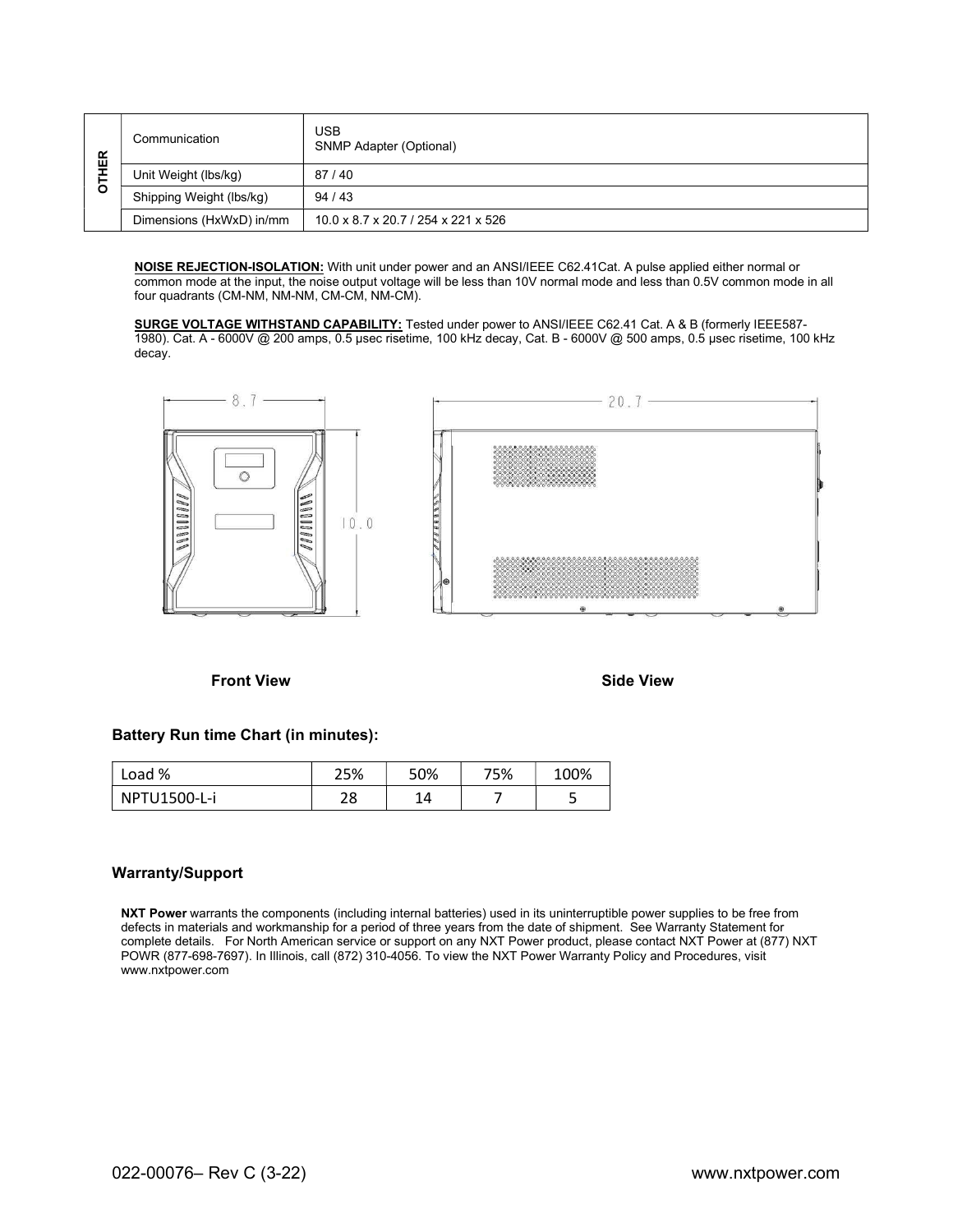| | | |
|---|---|---|
| OTHER | Communication | USB<br>SNMP Adapter (Optional) |
| | Unit Weight (lbs/kg) | 87 / 40 |
| | Shipping Weight (lbs/kg) | 94 / 43 |
| | Dimensions (HxWxD) in/mm | 10.0 x 8.7 x 20.7 / 254 x 221 x 526 |

**NOISE REJECTION-ISOLATION:** With unit under power and an ANSI/IEEE C62.41Cat. A pulse applied either normal or common mode at the input, the noise output voltage will be less than 10V normal mode and less than 0.5V common mode in all four quadrants (CM-NM, NM-NM, CM-CM, NM-CM).

**SURGE VOLTAGE WITHSTAND CAPABILITY:** Tested under power to ANSI/IEEE C62.41 Cat. A & B (formerly IEEE587-1980). Cat. A - 6000V @ 200 amps, 0.5 μsec risetime, 100 kHz decay, Cat. B - 6000V @ 500 amps, 0.5 μsec risetime, 100 kHz decay.

8.7

10.0

20.7

**Front View**

**Side View**

### Battery Run time Chart (in minutes):

| Load % | 25% | 50% | 75% | 100% |
|---|---|---|---|---|
| NPTU1500-L-i | 28 | 14 | 7 | 5 |

### Warranty/Support

**NXT Power** warrants the components (including internal batteries) used in its uninterruptible power supplies to be free from defects in materials and workmanship for a period of three years from the date of shipment. See Warranty Statement for complete details. For North American service or support on any NXT Power product, please contact NXT Power at (877) NXT POWR (877-698-7697). In Illinois, call (872) 310-4056. To view the NXT Power Warranty Policy and Procedures, visit www.nxtpower.com

022-00076– Rev C (3-22)